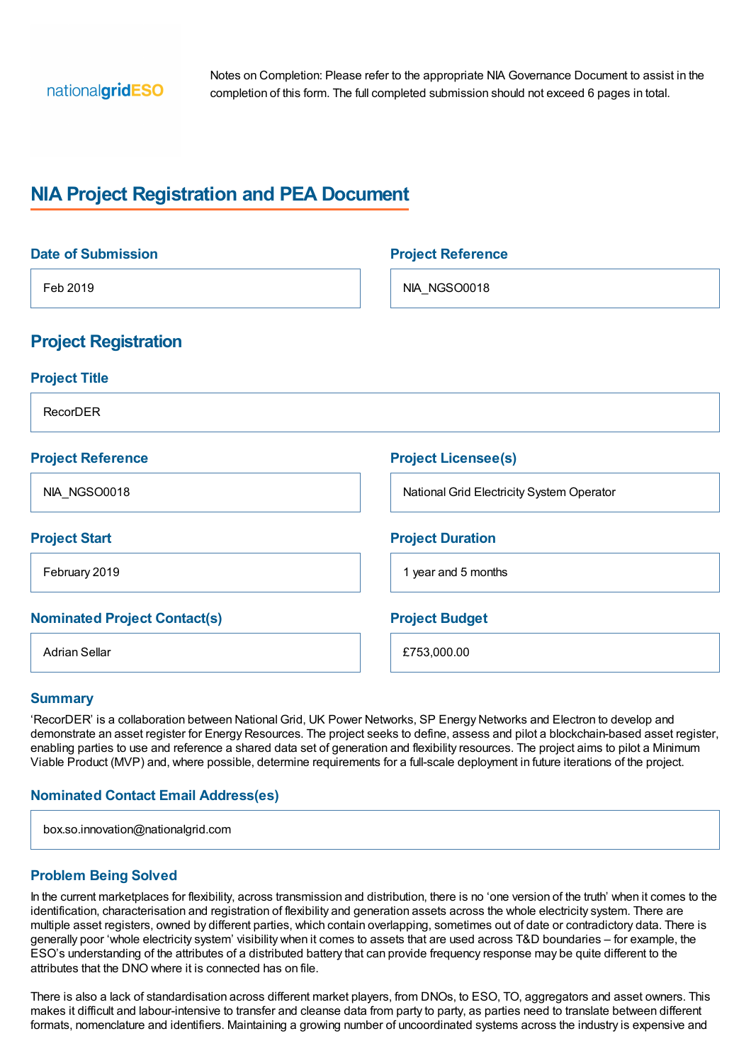nationalgridESO

Notes on Completion: Please refer to the appropriate NIA Governance Document to assist in the completion of this form. The full completed submission should not exceed 6 pages in total.

# NIA Project Registration and PEA Document

**Date of Submission**

Feb 2019

**Project Reference**

NIA_NGSO0018

## Project Registration

**Project Title**

RecorDER

**Project Reference**

NIA_NGSO0018

**Project Licensee(s)**

National Grid Electricity System Operator

**Project Start**

February 2019

**Project Duration**

1 year and 5 months

**Nominated Project Contact(s)**

Adrian Sellar

**Project Budget**

£753,000.00

### Summary

'RecorDER' is a collaboration between National Grid, UK Power Networks, SP Energy Networks and Electron to develop and demonstrate an asset register for Energy Resources. The project seeks to define, assess and pilot a blockchain-based asset register, enabling parties to use and reference a shared data set of generation and flexibility resources. The project aims to pilot a Minimum Viable Product (MVP) and, where possible, determine requirements for a full-scale deployment in future iterations of the project.

**Nominated Contact Email Address(es)**

box.so.innovation@nationalgrid.com

### Problem Being Solved

In the current marketplaces for flexibility, across transmission and distribution, there is no 'one version of the truth' when it comes to the identification, characterisation and registration of flexibility and generation assets across the whole electricity system. There are multiple asset registers, owned by different parties, which contain overlapping, sometimes out of date or contradictory data. There is generally poor 'whole electricity system' visibility when it comes to assets that are used across T&D boundaries – for example, the ESO's understanding of the attributes of a distributed battery that can provide frequency response may be quite different to the attributes that the DNO where it is connected has on file.

There is also a lack of standardisation across different market players, from DNOs, to ESO, TO, aggregators and asset owners. This makes it difficult and labour-intensive to transfer and cleanse data from party to party, as parties need to translate between different formats, nomenclature and identifiers. Maintaining a growing number of uncoordinated systems across the industry is expensive and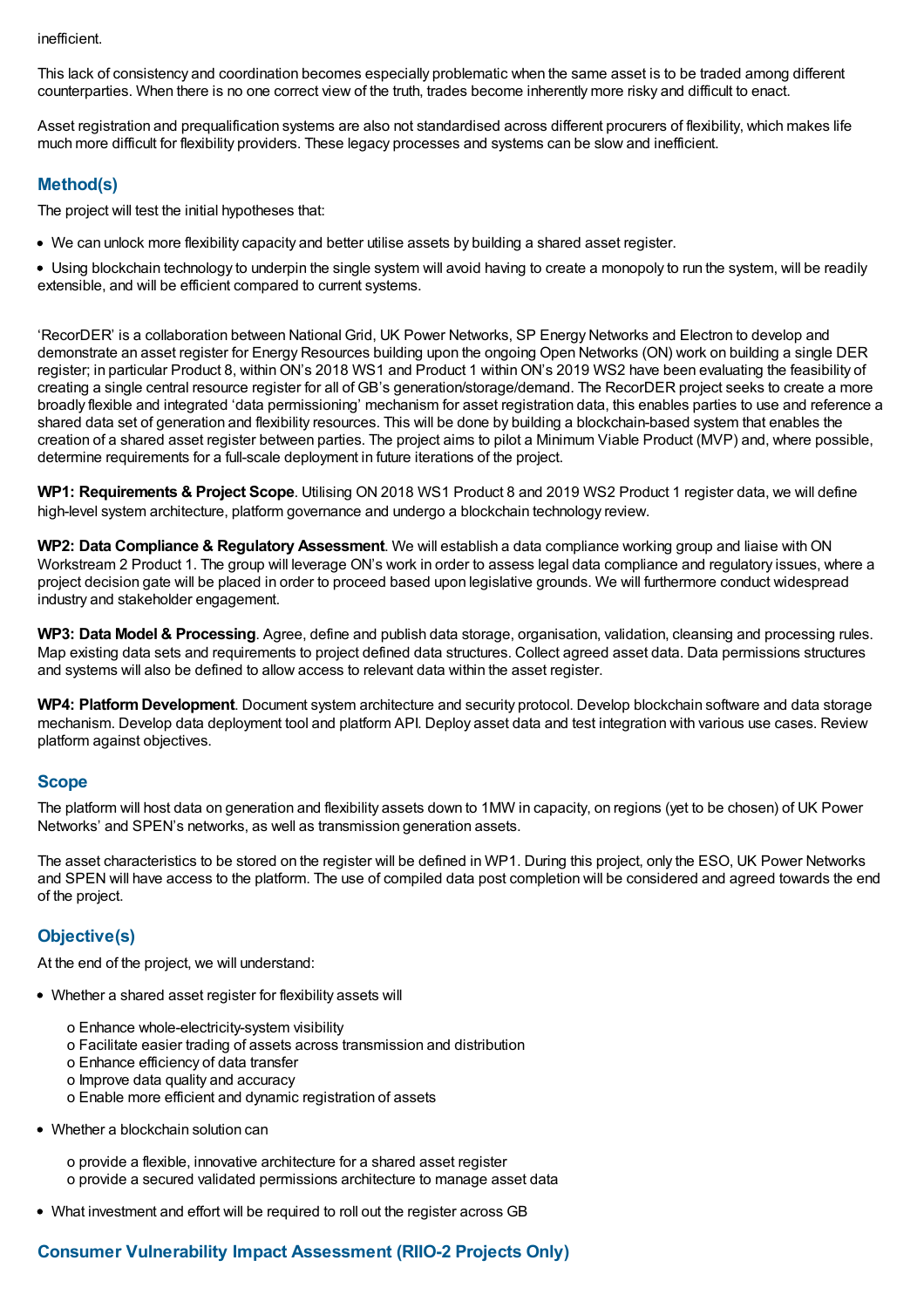inefficient.

This lack of consistency and coordination becomes especially problematic when the same asset is to be traded among different counterparties. When there is no one correct view of the truth, trades become inherently more risky and difficult to enact.

Asset registration and prequalification systems are also not standardised across different procurers of flexibility, which makes life much more difficult for flexibility providers. These legacy processes and systems can be slow and inefficient.

## Method(s)

The project will test the initial hypotheses that:

- We can unlock more flexibility capacity and better utilise assets by building a shared asset register.
- Using blockchain technology to underpin the single system will avoid having to create a monopoly to run the system, will be readily extensible, and will be efficient compared to current systems.

'RecorDER' is a collaboration between National Grid, UK Power Networks, SP Energy Networks and Electron to develop and demonstrate an asset register for Energy Resources building upon the ongoing Open Networks (ON) work on building a single DER register; in particular Product 8, within ON's 2018 WS1 and Product 1 within ON's 2019 WS2 have been evaluating the feasibility of creating a single central resource register for all of GB's generation/storage/demand. The RecorDER project seeks to create a more broadly flexible and integrated 'data permissioning' mechanism for asset registration data, this enables parties to use and reference a shared data set of generation and flexibility resources. This will be done by building a blockchain-based system that enables the creation of a shared asset register between parties. The project aims to pilot a Minimum Viable Product (MVP) and, where possible, determine requirements for a full-scale deployment in future iterations of the project.

**WP1: Requirements & Project Scope**. Utilising ON 2018 WS1 Product 8 and 2019 WS2 Product 1 register data, we will define high-level system architecture, platform governance and undergo a blockchain technology review.

**WP2: Data Compliance & Regulatory Assessment**. We will establish a data compliance working group and liaise with ON Workstream 2 Product 1. The group will leverage ON's work in order to assess legal data compliance and regulatory issues, where a project decision gate will be placed in order to proceed based upon legislative grounds. We will furthermore conduct widespread industry and stakeholder engagement.

**WP3: Data Model & Processing**. Agree, define and publish data storage, organisation, validation, cleansing and processing rules. Map existing data sets and requirements to project defined data structures. Collect agreed asset data. Data permissions structures and systems will also be defined to allow access to relevant data within the asset register.

**WP4: Platform Development**. Document system architecture and security protocol. Develop blockchain software and data storage mechanism. Develop data deployment tool and platform API. Deploy asset data and test integration with various use cases. Review platform against objectives.

## Scope

The platform will host data on generation and flexibility assets down to 1MW in capacity, on regions (yet to be chosen) of UK Power Networks' and SPEN's networks, as well as transmission generation assets.

The asset characteristics to be stored on the register will be defined in WP1. During this project, only the ESO, UK Power Networks and SPEN will have access to the platform. The use of compiled data post completion will be considered and agreed towards the end of the project.

## Objective(s)

At the end of the project, we will understand:

- Whether a shared asset register for flexibility assets will
  - o Enhance whole-electricity-system visibility
  - o Facilitate easier trading of assets across transmission and distribution
  - o Enhance efficiency of data transfer
  - o Improve data quality and accuracy
  - o Enable more efficient and dynamic registration of assets
- Whether a blockchain solution can
  - o provide a flexible, innovative architecture for a shared asset register
  - o provide a secured validated permissions architecture to manage asset data
- What investment and effort will be required to roll out the register across GB

## Consumer Vulnerability Impact Assessment (RIIO-2 Projects Only)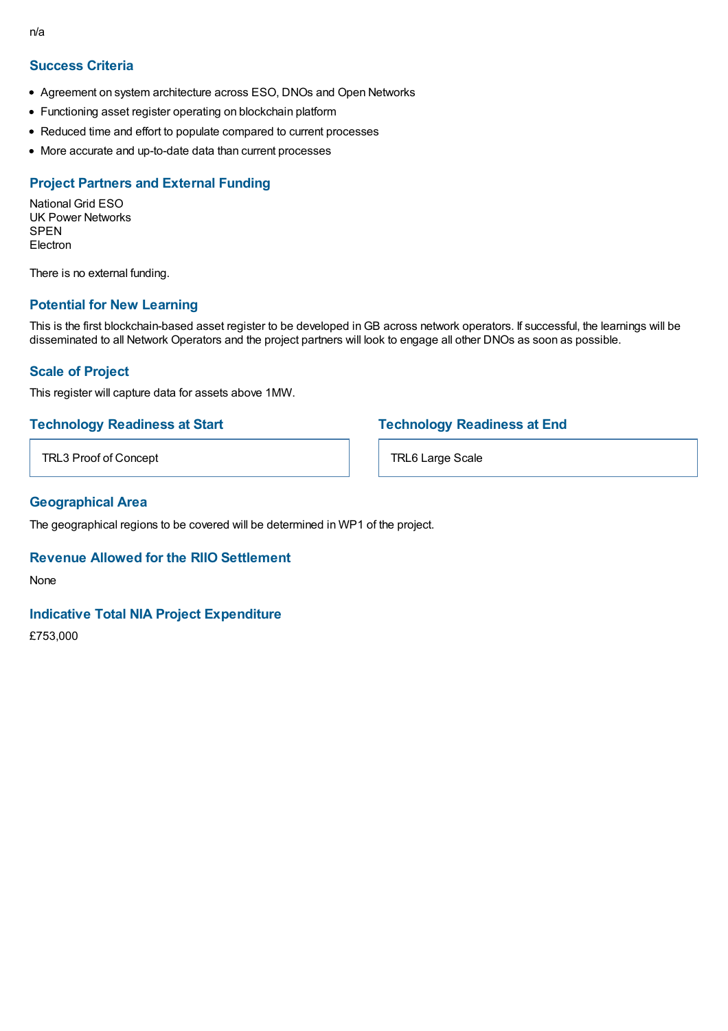n/a

## Success Criteria

- Agreement on system architecture across ESO, DNOs and Open Networks
- Functioning asset register operating on blockchain platform
- Reduced time and effort to populate compared to current processes
- More accurate and up-to-date data than current processes

## Project Partners and External Funding

National Grid ESO
UK Power Networks
SPEN
Electron

There is no external funding.

## Potential for New Learning

This is the first blockchain-based asset register to be developed in GB across network operators. If successful, the learnings will be disseminated to all Network Operators and the project partners will look to engage all other DNOs as soon as possible.

## Scale of Project

This register will capture data for assets above 1MW.

## Technology Readiness at Start

TRL3 Proof of Concept

## Technology Readiness at End

TRL6 Large Scale

## Geographical Area

The geographical regions to be covered will be determined in WP1 of the project.

## Revenue Allowed for the RIIO Settlement

None

## Indicative Total NIA Project Expenditure

£753,000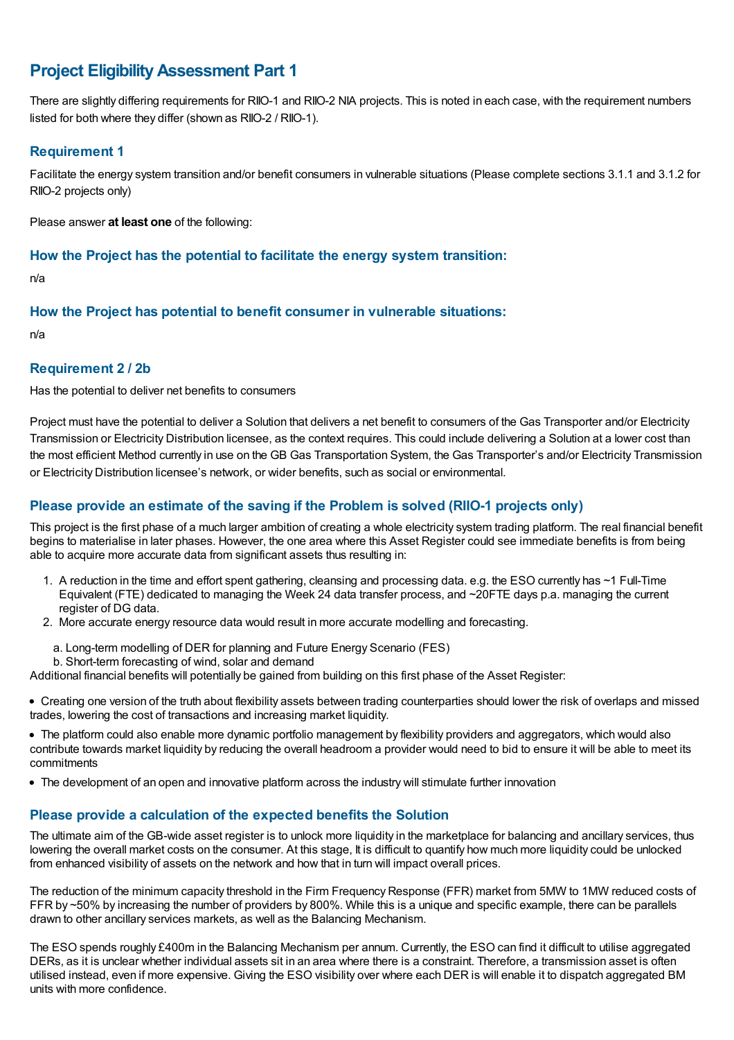## Project Eligibility Assessment Part 1

There are slightly differing requirements for RIIO-1 and RIIO-2 NIA projects. This is noted in each case, with the requirement numbers listed for both where they differ (shown as RIIO-2 / RIIO-1).

### Requirement 1

Facilitate the energy system transition and/or benefit consumers in vulnerable situations (Please complete sections 3.1.1 and 3.1.2 for RIIO-2 projects only)

Please answer **at least one** of the following:

### How the Project has the potential to facilitate the energy system transition:

n/a

### How the Project has potential to benefit consumer in vulnerable situations:

n/a

### Requirement 2 / 2b

Has the potential to deliver net benefits to consumers

Project must have the potential to deliver a Solution that delivers a net benefit to consumers of the Gas Transporter and/or Electricity Transmission or Electricity Distribution licensee, as the context requires. This could include delivering a Solution at a lower cost than the most efficient Method currently in use on the GB Gas Transportation System, the Gas Transporter's and/or Electricity Transmission or Electricity Distribution licensee's network, or wider benefits, such as social or environmental.

### Please provide an estimate of the saving if the Problem is solved (RIIO-1 projects only)

This project is the first phase of a much larger ambition of creating a whole electricity system trading platform. The real financial benefit begins to materialise in later phases. However, the one area where this Asset Register could see immediate benefits is from being able to acquire more accurate data from significant assets thus resulting in:

1. A reduction in the time and effort spent gathering, cleansing and processing data. e.g. the ESO currently has ~1 Full-Time Equivalent (FTE) dedicated to managing the Week 24 data transfer process, and ~20FTE days p.a. managing the current register of DG data.
2. More accurate energy resource data would result in more accurate modelling and forecasting.

   a. Long-term modelling of DER for planning and Future Energy Scenario (FES)
   b. Short-term forecasting of wind, solar and demand

Additional financial benefits will potentially be gained from building on this first phase of the Asset Register:

- Creating one version of the truth about flexibility assets between trading counterparties should lower the risk of overlaps and missed trades, lowering the cost of transactions and increasing market liquidity.
- The platform could also enable more dynamic portfolio management by flexibility providers and aggregators, which would also contribute towards market liquidity by reducing the overall headroom a provider would need to bid to ensure it will be able to meet its commitments
- The development of an open and innovative platform across the industry will stimulate further innovation

### Please provide a calculation of the expected benefits the Solution

The ultimate aim of the GB-wide asset register is to unlock more liquidity in the marketplace for balancing and ancillary services, thus lowering the overall market costs on the consumer. At this stage, It is difficult to quantify how much more liquidity could be unlocked from enhanced visibility of assets on the network and how that in turn will impact overall prices.

The reduction of the minimum capacity threshold in the Firm Frequency Response (FFR) market from 5MW to 1MW reduced costs of FFR by ~50% by increasing the number of providers by 800%. While this is a unique and specific example, there can be parallels drawn to other ancillary services markets, as well as the Balancing Mechanism.

The ESO spends roughly £400m in the Balancing Mechanism per annum. Currently, the ESO can find it difficult to utilise aggregated DERs, as it is unclear whether individual assets sit in an area where there is a constraint. Therefore, a transmission asset is often utilised instead, even if more expensive. Giving the ESO visibility over where each DER is will enable it to dispatch aggregated BM units with more confidence.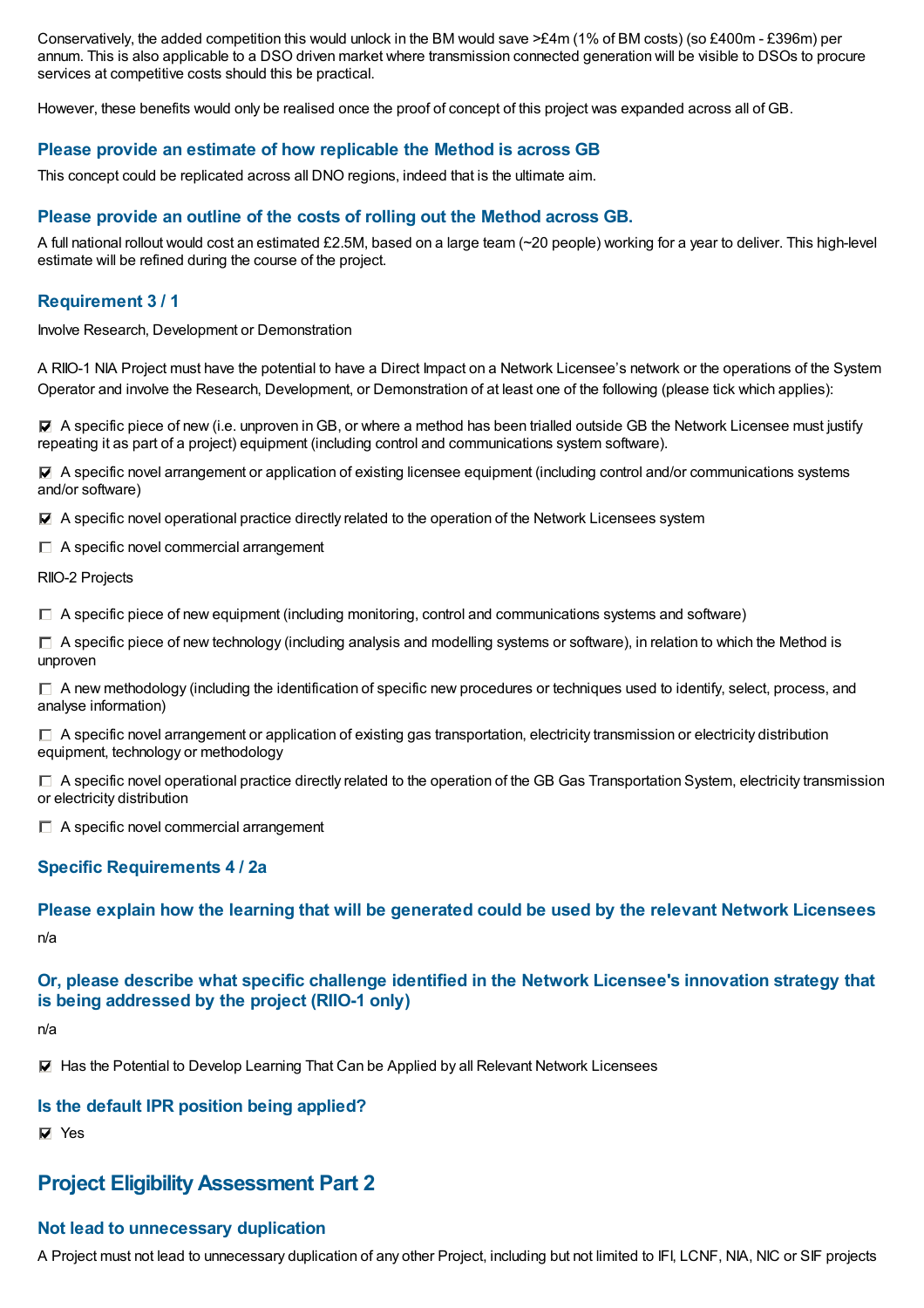Conservatively, the added competition this would unlock in the BM would save >£4m (1% of BM costs) (so £400m - £396m) per annum. This is also applicable to a DSO driven market where transmission connected generation will be visible to DSOs to procure services at competitive costs should this be practical.

However, these benefits would only be realised once the proof of concept of this project was expanded across all of GB.

### Please provide an estimate of how replicable the Method is across GB

This concept could be replicated across all DNO regions, indeed that is the ultimate aim.

### Please provide an outline of the costs of rolling out the Method across GB.

A full national rollout would cost an estimated £2.5M, based on a large team (~20 people) working for a year to deliver. This high-level estimate will be refined during the course of the project.

### Requirement 3 / 1

Involve Research, Development or Demonstration

A RIIO-1 NIA Project must have the potential to have a Direct Impact on a Network Licensee's network or the operations of the System Operator and involve the Research, Development, or Demonstration of at least one of the following (please tick which applies):

☑ A specific piece of new (i.e. unproven in GB, or where a method has been trialled outside GB the Network Licensee must justify repeating it as part of a project) equipment (including control and communications system software).

☑ A specific novel arrangement or application of existing licensee equipment (including control and/or communications systems and/or software)

☑ A specific novel operational practice directly related to the operation of the Network Licensees system

☐ A specific novel commercial arrangement

RIIO-2 Projects

☐ A specific piece of new equipment (including monitoring, control and communications systems and software)

☐ A specific piece of new technology (including analysis and modelling systems or software), in relation to which the Method is unproven

☐ A new methodology (including the identification of specific new procedures or techniques used to identify, select, process, and analyse information)

☐ A specific novel arrangement or application of existing gas transportation, electricity transmission or electricity distribution equipment, technology or methodology

☐ A specific novel operational practice directly related to the operation of the GB Gas Transportation System, electricity transmission or electricity distribution

☐ A specific novel commercial arrangement

### Specific Requirements 4 / 2a

### Please explain how the learning that will be generated could be used by the relevant Network Licensees

n/a

### Or, please describe what specific challenge identified in the Network Licensee's innovation strategy that is being addressed by the project (RIIO-1 only)

n/a

☑ Has the Potential to Develop Learning That Can be Applied by all Relevant Network Licensees

### Is the default IPR position being applied?

☑ Yes

## Project Eligibility Assessment Part 2

### Not lead to unnecessary duplication

A Project must not lead to unnecessary duplication of any other Project, including but not limited to IFI, LCNF, NIA, NIC or SIF projects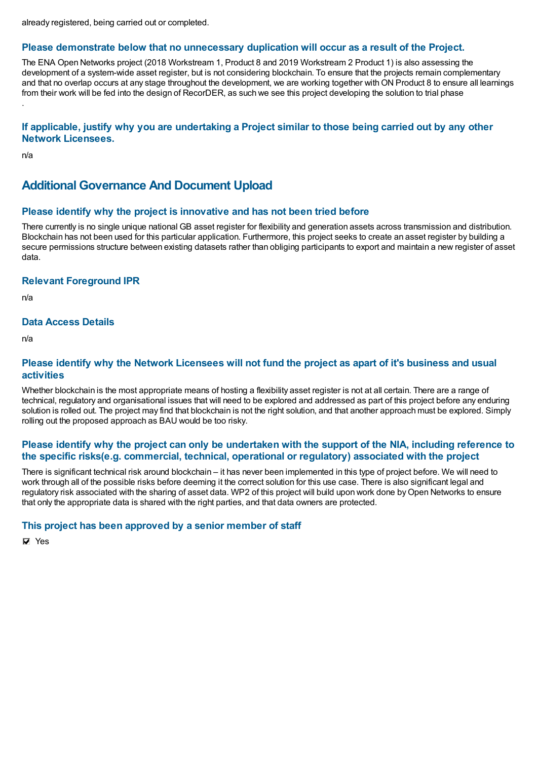already registered, being carried out or completed.

### Please demonstrate below that no unnecessary duplication will occur as a result of the Project.

The ENA Open Networks project (2018 Workstream 1, Product 8 and 2019 Workstream 2 Product 1) is also assessing the development of a system-wide asset register, but is not considering blockchain. To ensure that the projects remain complementary and that no overlap occurs at any stage throughout the development, we are working together with ON Product 8 to ensure all learnings from their work will be fed into the design of RecorDER, as such we see this project developing the solution to trial phase

.

### If applicable, justify why you are undertaking a Project similar to those being carried out by any other Network Licensees.

n/a

## Additional Governance And Document Upload

### Please identify why the project is innovative and has not been tried before

There currently is no single unique national GB asset register for flexibility and generation assets across transmission and distribution. Blockchain has not been used for this particular application. Furthermore, this project seeks to create an asset register by building a secure permissions structure between existing datasets rather than obliging participants to export and maintain a new register of asset data.

### Relevant Foreground IPR

n/a

### Data Access Details

n/a

### Please identify why the Network Licensees will not fund the project as apart of it's business and usual activities

Whether blockchain is the most appropriate means of hosting a flexibility asset register is not at all certain. There are a range of technical, regulatory and organisational issues that will need to be explored and addressed as part of this project before any enduring solution is rolled out. The project may find that blockchain is not the right solution, and that another approach must be explored. Simply rolling out the proposed approach as BAU would be too risky.

### Please identify why the project can only be undertaken with the support of the NIA, including reference to the specific risks(e.g. commercial, technical, operational or regulatory) associated with the project

There is significant technical risk around blockchain – it has never been implemented in this type of project before. We will need to work through all of the possible risks before deeming it the correct solution for this use case. There is also significant legal and regulatory risk associated with the sharing of asset data. WP2 of this project will build upon work done by Open Networks to ensure that only the appropriate data is shared with the right parties, and that data owners are protected.

### This project has been approved by a senior member of staff

☑ Yes